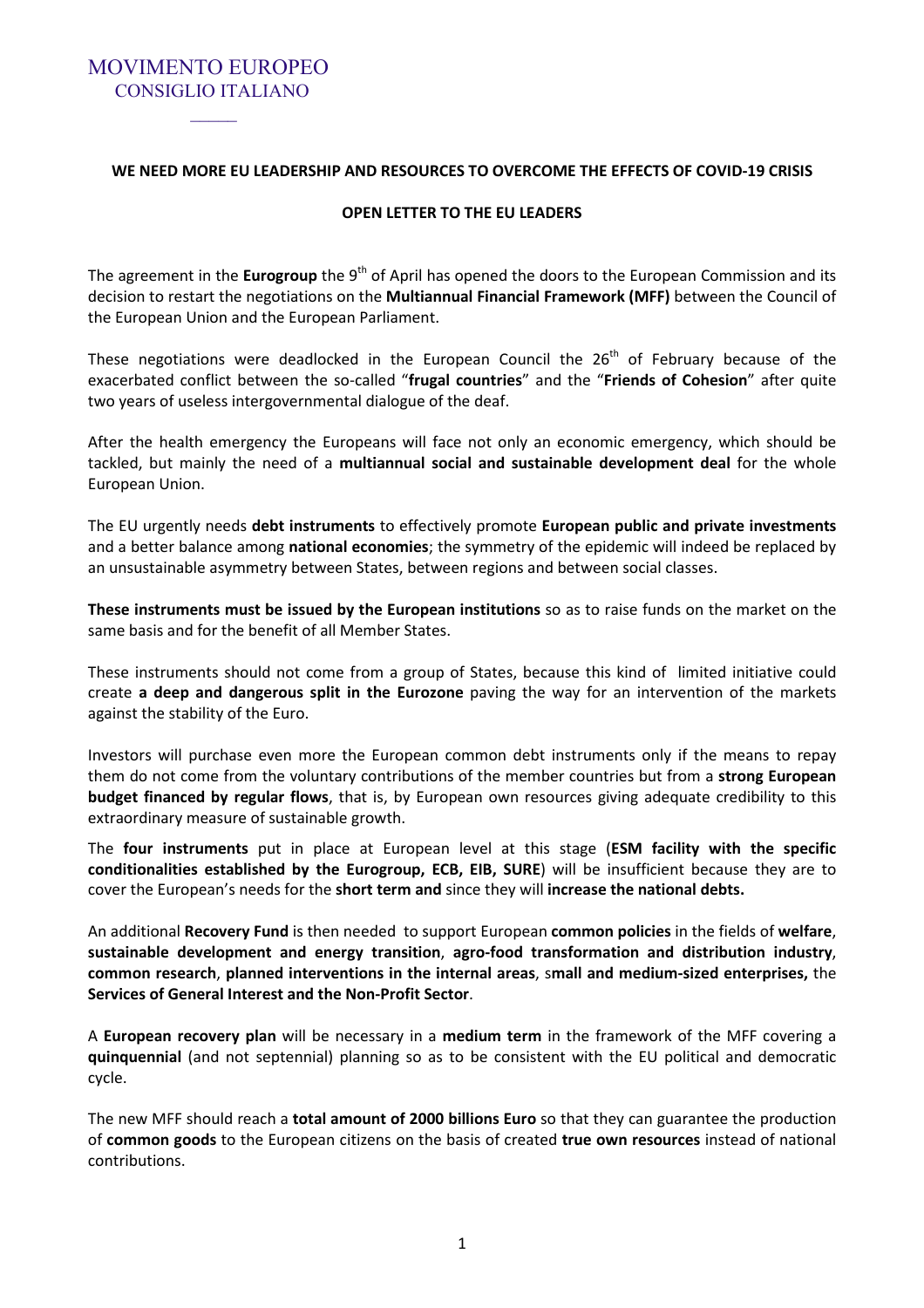MOVIMENTO EUROPEO
CONSIGLIO ITALIANO

**WE NEED MORE EU LEADERSHIP AND RESOURCES TO OVERCOME THE EFFECTS OF COVID-19 CRISIS**

**OPEN LETTER TO THE EU LEADERS**

The agreement in the **Eurogroup** the 9th of April has opened the doors to the European Commission and its decision to restart the negotiations on the **Multiannual Financial Framework (MFF)** between the Council of the European Union and the European Parliament.

These negotiations were deadlocked in the European Council the 26th of February because of the exacerbated conflict between the so-called "**frugal countries**" and the "**Friends of Cohesion**" after quite two years of useless intergovernmental dialogue of the deaf.

After the health emergency the Europeans will face not only an economic emergency, which should be tackled, but mainly the need of a **multiannual social and sustainable development deal** for the whole European Union.

The EU urgently needs **debt instruments** to effectively promote **European public and private investments** and a better balance among **national economies**; the symmetry of the epidemic will indeed be replaced by an unsustainable asymmetry between States, between regions and between social classes.

**These instruments must be issued by the European institutions** so as to raise funds on the market on the same basis and for the benefit of all Member States.

These instruments should not come from a group of States, because this kind of limited initiative could create **a deep and dangerous split in the Eurozone** paving the way for an intervention of the markets against the stability of the Euro.

Investors will purchase even more the European common debt instruments only if the means to repay them do not come from the voluntary contributions of the member countries but from a **strong European budget financed by regular flows**, that is, by European own resources giving adequate credibility to this extraordinary measure of sustainable growth.

The **four instruments** put in place at European level at this stage (**ESM facility with the specific conditionalities established by the Eurogroup, ECB, EIB, SURE**) will be insufficient because they are to cover the European's needs for the **short term and** since they will **increase the national debts.**

An additional **Recovery Fund** is then needed to support European **common policies** in the fields of **welfare**, **sustainable development and energy transition**, **agro-food transformation and distribution industry**, **common research**, **planned interventions in the internal areas**, s**mall and medium-sized enterprises,** the **Services of General Interest and the Non-Profit Sector**.

A **European recovery plan** will be necessary in a **medium term** in the framework of the MFF covering a **quinquennial** (and not septennial) planning so as to be consistent with the EU political and democratic cycle.

The new MFF should reach a **total amount of 2000 billions Euro** so that they can guarantee the production of **common goods** to the European citizens on the basis of created **true own resources** instead of national contributions.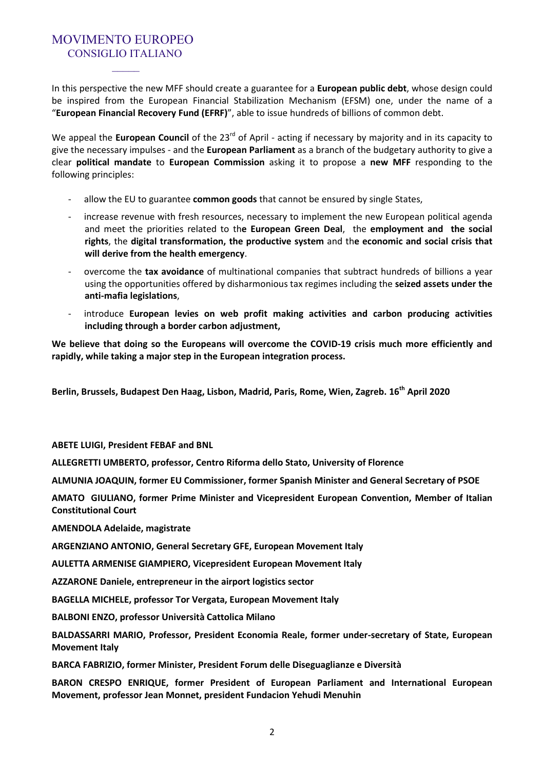In this perspective the new MFF should create a guarantee for a **European public debt**, whose design could be inspired from the European Financial Stabilization Mechanism (EFSM) one, under the name of a "**European Financial Recovery Fund (EFRF)**", able to issue hundreds of billions of common debt.

We appeal the **European Council** of the 23rd of April - acting if necessary by majority and in its capacity to give the necessary impulses - and the **European Parliament** as a branch of the budgetary authority to give a clear **political mandate** to **European Commission** asking it to propose a **new MFF** responding to the following principles:

- allow the EU to guarantee **common goods** that cannot be ensured by single States,
- increase revenue with fresh resources, necessary to implement the new European political agenda and meet the priorities related to th**e European Green Deal**, the **employment and the social rights**, the **digital transformation, the productive system** and th**e economic and social crisis that will derive from the health emergency**.
- overcome the **tax avoidance** of multinational companies that subtract hundreds of billions a year using the opportunities offered by disharmonious tax regimes including the **seized assets under the anti-mafia legislations**,
- introduce **European levies on web profit making activities and carbon producing activities including through a border carbon adjustment,**

**We believe that doing so the Europeans will overcome the COVID-19 crisis much more efficiently and rapidly, while taking a major step in the European integration process.**

**Berlin, Brussels, Budapest Den Haag, Lisbon, Madrid, Paris, Rome, Wien, Zagreb. 16th April 2020**

**ABETE LUIGI, President FEBAF and BNL**

**ALLEGRETTI UMBERTO, professor, Centro Riforma dello Stato, University of Florence**

**ALMUNIA JOAQUIN, former EU Commissioner, former Spanish Minister and General Secretary of PSOE**

**AMATO GIULIANO, former Prime Minister and Vicepresident European Convention, Member of Italian Constitutional Court**

**AMENDOLA Adelaide, magistrate**

**ARGENZIANO ANTONIO, General Secretary GFE, European Movement Italy**

**AULETTA ARMENISE GIAMPIERO, Vicepresident European Movement Italy**

**AZZARONE Daniele, entrepreneur in the airport logistics sector**

**BAGELLA MICHELE, professor Tor Vergata, European Movement Italy**

**BALBONI ENZO, professor Università Cattolica Milano**

**BALDASSARRI MARIO, Professor, President Economia Reale, former under-secretary of State, European Movement Italy**

**BARCA FABRIZIO, former Minister, President Forum delle Diseguaglianze e Diversità**

**BARON CRESPO ENRIQUE, former President of European Parliament and International European Movement, professor Jean Monnet, president Fundacion Yehudi Menuhin**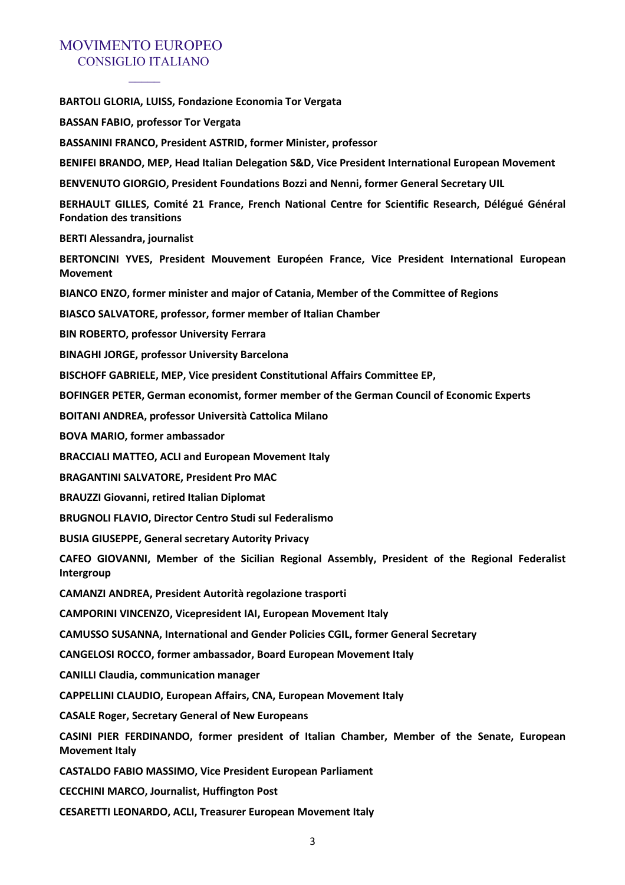**BARTOLI GLORIA, LUISS, Fondazione Economia Tor Vergata**

**BASSAN FABIO, professor Tor Vergata**

**BASSANINI FRANCO, President ASTRID, former Minister, professor**

**BENIFEI BRANDO, MEP, Head Italian Delegation S&D, Vice President International European Movement**

**BENVENUTO GIORGIO, President Foundations Bozzi and Nenni, former General Secretary UIL**

**BERHAULT GILLES, Comité 21 France, French National Centre for Scientific Research, Délégué Général Fondation des transitions**

**BERTI Alessandra, journalist**

**BERTONCINI YVES, President Mouvement Européen France, Vice President International European Movement**

**BIANCO ENZO, former minister and major of Catania, Member of the Committee of Regions**

**BIASCO SALVATORE, professor, former member of Italian Chamber**

**BIN ROBERTO, professor University Ferrara**

**BINAGHI JORGE, professor University Barcelona**

**BISCHOFF GABRIELE, MEP, Vice president Constitutional Affairs Committee EP,**

**BOFINGER PETER, German economist, former member of the German Council of Economic Experts**

**BOITANI ANDREA, professor Università Cattolica Milano**

**BOVA MARIO, former ambassador**

**BRACCIALI MATTEO, ACLI and European Movement Italy**

**BRAGANTINI SALVATORE, President Pro MAC**

**BRAUZZI Giovanni, retired Italian Diplomat**

**BRUGNOLI FLAVIO, Director Centro Studi sul Federalismo**

**BUSIA GIUSEPPE, General secretary Autority Privacy**

**CAFEO GIOVANNI, Member of the Sicilian Regional Assembly, President of the Regional Federalist Intergroup**

**CAMANZI ANDREA, President Autorità regolazione trasporti**

**CAMPORINI VINCENZO, Vicepresident IAI, European Movement Italy**

**CAMUSSO SUSANNA, International and Gender Policies CGIL, former General Secretary**

**CANGELOSI ROCCO, former ambassador, Board European Movement Italy**

**CANILLI Claudia, communication manager**

**CAPPELLINI CLAUDIO, European Affairs, CNA, European Movement Italy**

**CASALE Roger, Secretary General of New Europeans**

**CASINI PIER FERDINANDO, former president of Italian Chamber, Member of the Senate, European Movement Italy**

**CASTALDO FABIO MASSIMO, Vice President European Parliament**

**CECCHINI MARCO, Journalist, Huffington Post**

**CESARETTI LEONARDO, ACLI, Treasurer European Movement Italy**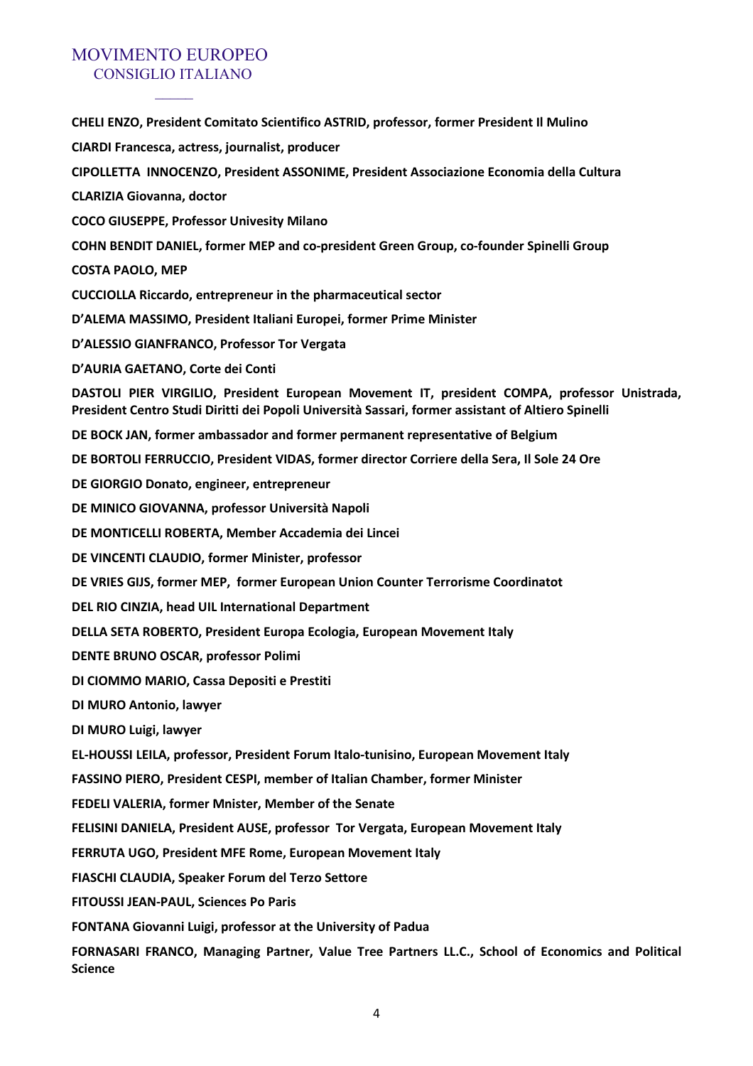MOVIMENTO EUROPEO
CONSIGLIO ITALIANO

**CHELI ENZO, President Comitato Scientifico ASTRID, professor, former President Il Mulino**

**CIARDI Francesca, actress, journalist, producer**

**CIPOLLETTA INNOCENZO, President ASSONIME, President Associazione Economia della Cultura**

**CLARIZIA Giovanna, doctor**

**COCO GIUSEPPE, Professor Univesity Milano**

**COHN BENDIT DANIEL, former MEP and co-president Green Group, co-founder Spinelli Group**

**COSTA PAOLO, MEP**

**CUCCIOLLA Riccardo, entrepreneur in the pharmaceutical sector**

**D'ALEMA MASSIMO, President Italiani Europei, former Prime Minister**

**D'ALESSIO GIANFRANCO, Professor Tor Vergata**

**D'AURIA GAETANO, Corte dei Conti**

**DASTOLI PIER VIRGILIO, President European Movement IT, president COMPA, professor Unistrada, President Centro Studi Diritti dei Popoli Università Sassari, former assistant of Altiero Spinelli**

**DE BOCK JAN, former ambassador and former permanent representative of Belgium**

**DE BORTOLI FERRUCCIO, President VIDAS, former director Corriere della Sera, Il Sole 24 Ore**

**DE GIORGIO Donato, engineer, entrepreneur**

**DE MINICO GIOVANNA, professor Università Napoli**

**DE MONTICELLI ROBERTA, Member Accademia dei Lincei**

**DE VINCENTI CLAUDIO, former Minister, professor**

**DE VRIES GIJS, former MEP, former European Union Counter Terrorisme Coordinatot**

**DEL RIO CINZIA, head UIL International Department**

**DELLA SETA ROBERTO, President Europa Ecologia, European Movement Italy**

**DENTE BRUNO OSCAR, professor Polimi**

**DI CIOMMO MARIO, Cassa Depositi e Prestiti**

**DI MURO Antonio, lawyer**

**DI MURO Luigi, lawyer**

**EL-HOUSSI LEILA, professor, President Forum Italo-tunisino, European Movement Italy**

**FASSINO PIERO, President CESPI, member of Italian Chamber, former Minister**

**FEDELI VALERIA, former Mnister, Member of the Senate**

**FELISINI DANIELA, President AUSE, professor Tor Vergata, European Movement Italy**

**FERRUTA UGO, President MFE Rome, European Movement Italy**

**FIASCHI CLAUDIA, Speaker Forum del Terzo Settore**

**FITOUSSI JEAN-PAUL, Sciences Po Paris**

**FONTANA Giovanni Luigi, professor at the University of Padua**

**FORNASARI FRANCO, Managing Partner, Value Tree Partners LL.C., School of Economics and Political Science**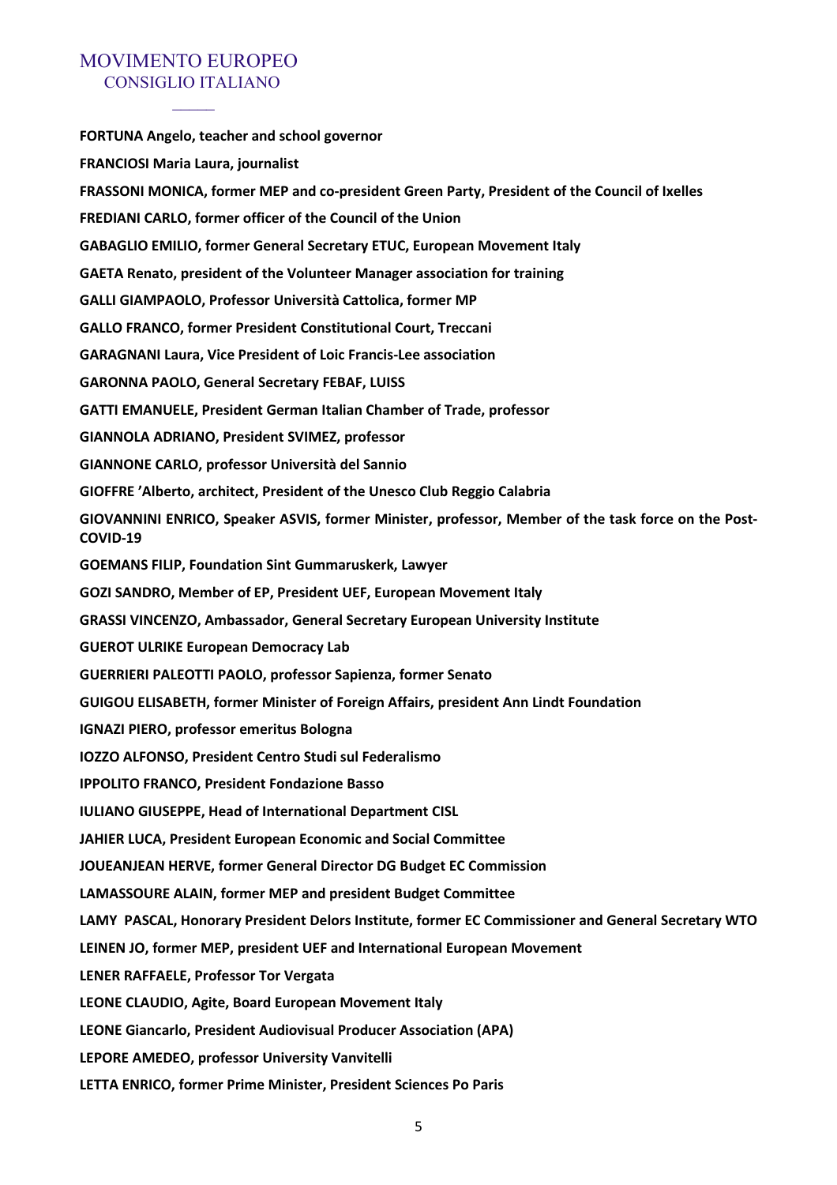MOVIMENTO EUROPEO
CONSIGLIO ITALIANO

**FORTUNA Angelo, teacher and school governor**

**FRANCIOSI Maria Laura, journalist**

**FRASSONI MONICA, former MEP and co-president Green Party, President of the Council of Ixelles**

**FREDIANI CARLO, former officer of the Council of the Union**

**GABAGLIO EMILIO, former General Secretary ETUC, European Movement Italy**

**GAETA Renato, president of the Volunteer Manager association for training**

**GALLI GIAMPAOLO, Professor Università Cattolica, former MP**

**GALLO FRANCO, former President Constitutional Court, Treccani**

**GARAGNANI Laura, Vice President of Loic Francis-Lee association**

**GARONNA PAOLO, General Secretary FEBAF, LUISS**

**GATTI EMANUELE, President German Italian Chamber of Trade, professor**

**GIANNOLA ADRIANO, President SVIMEZ, professor**

**GIANNONE CARLO, professor Università del Sannio**

**GIOFFRE 'Alberto, architect, President of the Unesco Club Reggio Calabria**

**GIOVANNINI ENRICO, Speaker ASVIS, former Minister, professor, Member of the task force on the Post-COVID-19**

**GOEMANS FILIP, Foundation Sint Gummaruskerk, Lawyer**

**GOZI SANDRO, Member of EP, President UEF, European Movement Italy**

**GRASSI VINCENZO, Ambassador, General Secretary European University Institute**

**GUEROT ULRIKE European Democracy Lab**

**GUERRIERI PALEOTTI PAOLO, professor Sapienza, former Senato**

**GUIGOU ELISABETH, former Minister of Foreign Affairs, president Ann Lindt Foundation**

**IGNAZI PIERO, professor emeritus Bologna**

**IOZZO ALFONSO, President Centro Studi sul Federalismo**

**IPPOLITO FRANCO, President Fondazione Basso**

**IULIANO GIUSEPPE, Head of International Department CISL**

**JAHIER LUCA, President European Economic and Social Committee**

**JOUEANJEAN HERVE, former General Director DG Budget EC Commission**

**LAMASSOURE ALAIN, former MEP and president Budget Committee**

**LAMY PASCAL, Honorary President Delors Institute, former EC Commissioner and General Secretary WTO**

**LEINEN JO, former MEP, president UEF and International European Movement**

**LENER RAFFAELE, Professor Tor Vergata**

**LEONE CLAUDIO, Agite, Board European Movement Italy**

**LEONE Giancarlo, President Audiovisual Producer Association (APA)**

**LEPORE AMEDEO, professor University Vanvitelli**

**LETTA ENRICO, former Prime Minister, President Sciences Po Paris**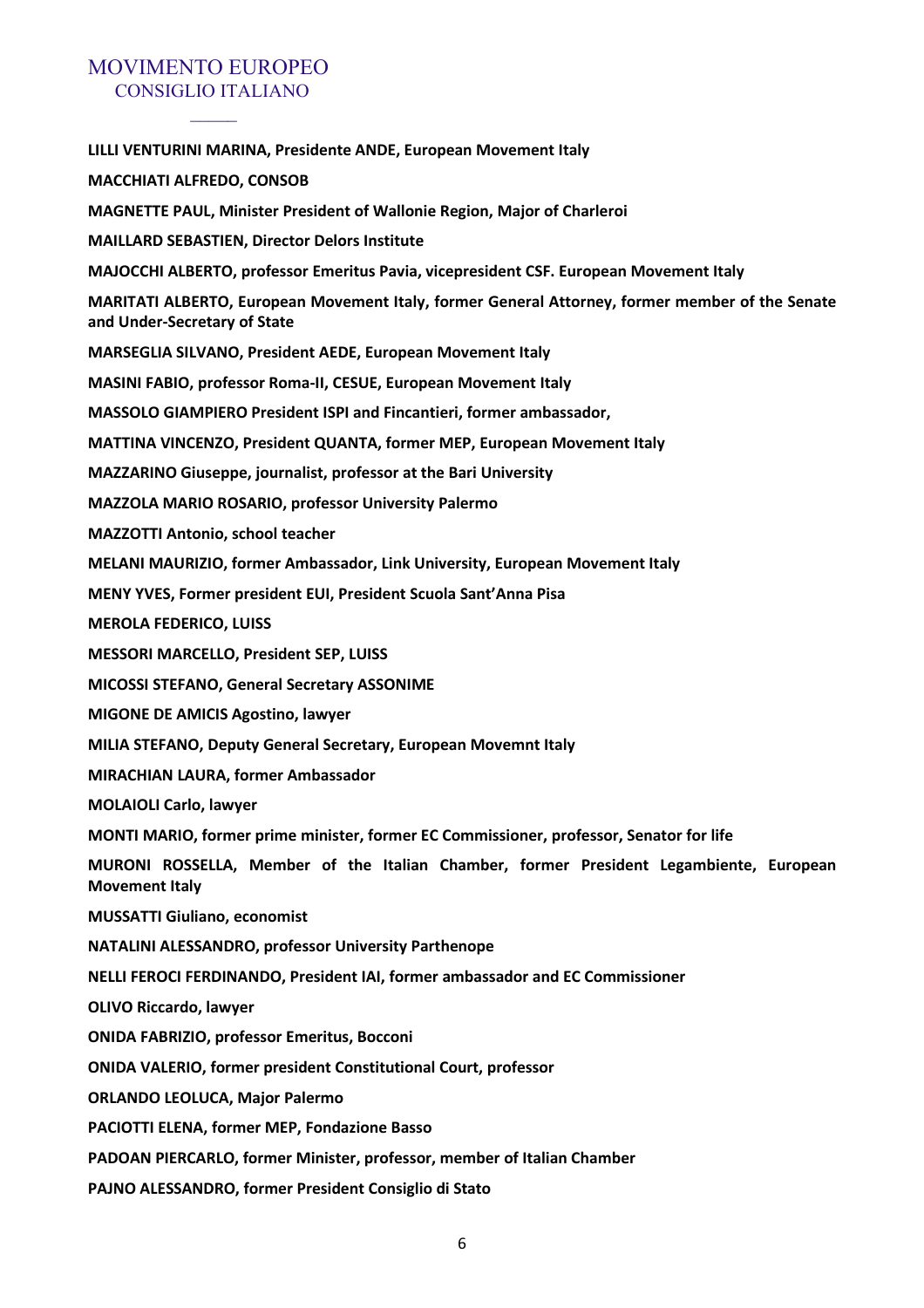**LILLI VENTURINI MARINA, Presidente ANDE, European Movement Italy**

**MACCHIATI ALFREDO, CONSOB**

**MAGNETTE PAUL, Minister President of Wallonie Region, Major of Charleroi**

**MAILLARD SEBASTIEN, Director Delors Institute**

**MAJOCCHI ALBERTO, professor Emeritus Pavia, vicepresident CSF. European Movement Italy**

**MARITATI ALBERTO, European Movement Italy, former General Attorney, former member of the Senate and Under-Secretary of State**

**MARSEGLIA SILVANO, President AEDE, European Movement Italy**

**MASINI FABIO, professor Roma-II, CESUE, European Movement Italy**

**MASSOLO GIAMPIERO President ISPI and Fincantieri, former ambassador,**

**MATTINA VINCENZO, President QUANTA, former MEP, European Movement Italy**

**MAZZARINO Giuseppe, journalist, professor at the Bari University**

**MAZZOLA MARIO ROSARIO, professor University Palermo**

**MAZZOTTI Antonio, school teacher**

**MELANI MAURIZIO, former Ambassador, Link University, European Movement Italy**

**MENY YVES, Former president EUI, President Scuola Sant'Anna Pisa**

**MEROLA FEDERICO, LUISS**

**MESSORI MARCELLO, President SEP, LUISS**

**MICOSSI STEFANO, General Secretary ASSONIME**

**MIGONE DE AMICIS Agostino, lawyer**

**MILIA STEFANO, Deputy General Secretary, European Movemnt Italy**

**MIRACHIAN LAURA, former Ambassador**

**MOLAIOLI Carlo, lawyer**

**MONTI MARIO, former prime minister, former EC Commissioner, professor, Senator for life**

**MURONI ROSSELLA, Member of the Italian Chamber, former President Legambiente, European Movement Italy**

**MUSSATTI Giuliano, economist**

**NATALINI ALESSANDRO, professor University Parthenope**

**NELLI FEROCI FERDINANDO, President IAI, former ambassador and EC Commissioner**

**OLIVO Riccardo, lawyer**

**ONIDA FABRIZIO, professor Emeritus, Bocconi**

**ONIDA VALERIO, former president Constitutional Court, professor**

**ORLANDO LEOLUCA, Major Palermo**

**PACIOTTI ELENA, former MEP, Fondazione Basso**

**PADOAN PIERCARLO, former Minister, professor, member of Italian Chamber**

**PAJNO ALESSANDRO, former President Consiglio di Stato**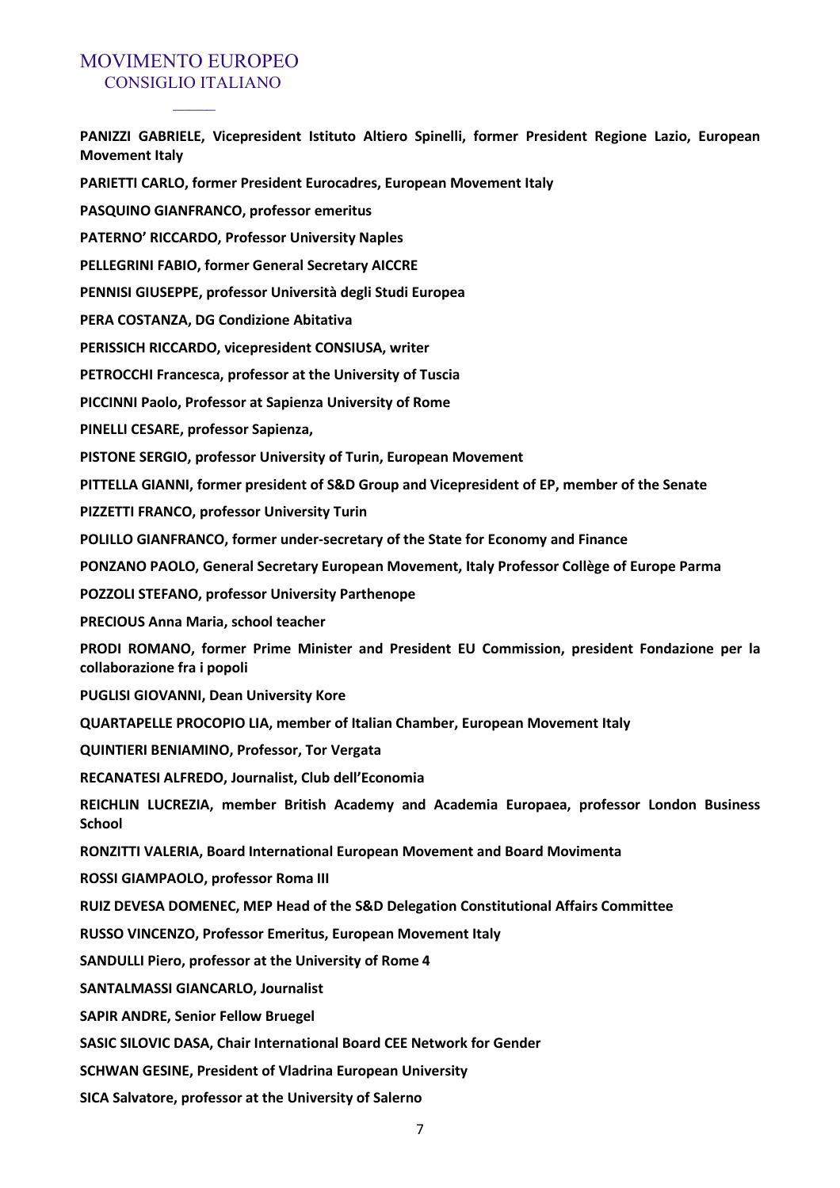**PANIZZI GABRIELE, Vicepresident Istituto Altiero Spinelli, former President Regione Lazio, European Movement Italy**

**PARIETTI CARLO, former President Eurocadres, European Movement Italy**

**PASQUINO GIANFRANCO, professor emeritus**

**PATERNO' RICCARDO, Professor University Naples**

**PELLEGRINI FABIO, former General Secretary AICCRE**

**PENNISI GIUSEPPE, professor Università degli Studi Europea**

**PERA COSTANZA, DG Condizione Abitativa**

**PERISSICH RICCARDO, vicepresident CONSIUSA, writer**

**PETROCCHI Francesca, professor at the University of Tuscia**

**PICCINNI Paolo, Professor at Sapienza University of Rome**

**PINELLI CESARE, professor Sapienza,**

**PISTONE SERGIO, professor University of Turin, European Movement**

**PITTELLA GIANNI, former president of S&D Group and Vicepresident of EP, member of the Senate**

**PIZZETTI FRANCO, professor University Turin**

**POLILLO GIANFRANCO, former under-secretary of the State for Economy and Finance**

**PONZANO PAOLO, General Secretary European Movement, Italy Professor Collège of Europe Parma**

**POZZOLI STEFANO, professor University Parthenope**

**PRECIOUS Anna Maria, school teacher**

**PRODI ROMANO, former Prime Minister and President EU Commission, president Fondazione per la collaborazione fra i popoli**

**PUGLISI GIOVANNI, Dean University Kore**

**QUARTAPELLE PROCOPIO LIA, member of Italian Chamber, European Movement Italy**

**QUINTIERI BENIAMINO, Professor, Tor Vergata**

**RECANATESI ALFREDO, Journalist, Club dell'Economia**

**REICHLIN LUCREZIA, member British Academy and Academia Europaea, professor London Business School**

**RONZITTI VALERIA, Board International European Movement and Board Movimenta**

**ROSSI GIAMPAOLO, professor Roma III**

**RUIZ DEVESA DOMENEC, MEP Head of the S&D Delegation Constitutional Affairs Committee**

**RUSSO VINCENZO, Professor Emeritus, European Movement Italy**

**SANDULLI Piero, professor at the University of Rome 4**

**SANTALMASSI GIANCARLO, Journalist**

**SAPIR ANDRE, Senior Fellow Bruegel**

**SASIC SILOVIC DASA, Chair International Board CEE Network for Gender**

**SCHWAN GESINE, President of Vladrina European University**

**SICA Salvatore, professor at the University of Salerno**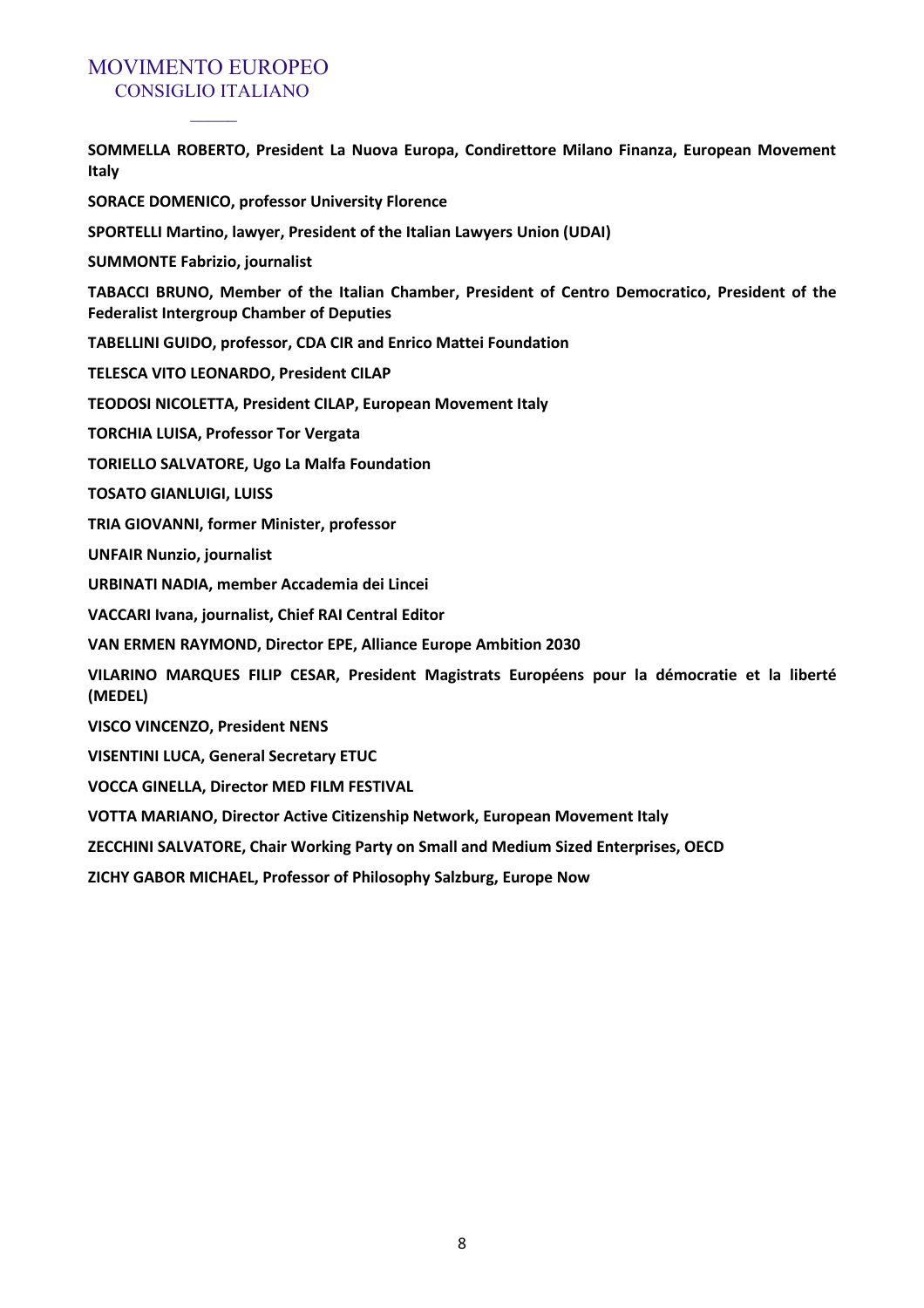**SOMMELLA ROBERTO, President La Nuova Europa, Condirettore Milano Finanza, European Movement Italy**

**SORACE DOMENICO, professor University Florence**

**SPORTELLI Martino, lawyer, President of the Italian Lawyers Union (UDAI)**

**SUMMONTE Fabrizio, journalist**

**TABACCI BRUNO, Member of the Italian Chamber, President of Centro Democratico, President of the Federalist Intergroup Chamber of Deputies**

**TABELLINI GUIDO, professor, CDA CIR and Enrico Mattei Foundation**

**TELESCA VITO LEONARDO, President CILAP**

**TEODOSI NICOLETTA, President CILAP, European Movement Italy**

**TORCHIA LUISA, Professor Tor Vergata**

**TORIELLO SALVATORE, Ugo La Malfa Foundation**

**TOSATO GIANLUIGI, LUISS**

**TRIA GIOVANNI, former Minister, professor**

**UNFAIR Nunzio, journalist**

**URBINATI NADIA, member Accademia dei Lincei**

**VACCARI Ivana, journalist, Chief RAI Central Editor**

**VAN ERMEN RAYMOND, Director EPE, Alliance Europe Ambition 2030**

**VILARINO MARQUES FILIP CESAR, President Magistrats Européens pour la démocratie et la liberté (MEDEL)**

**VISCO VINCENZO, President NENS**

**VISENTINI LUCA, General Secretary ETUC**

**VOCCA GINELLA, Director MED FILM FESTIVAL**

**VOTTA MARIANO, Director Active Citizenship Network, European Movement Italy**

**ZECCHINI SALVATORE, Chair Working Party on Small and Medium Sized Enterprises, OECD**

**ZICHY GABOR MICHAEL, Professor of Philosophy Salzburg, Europe Now**